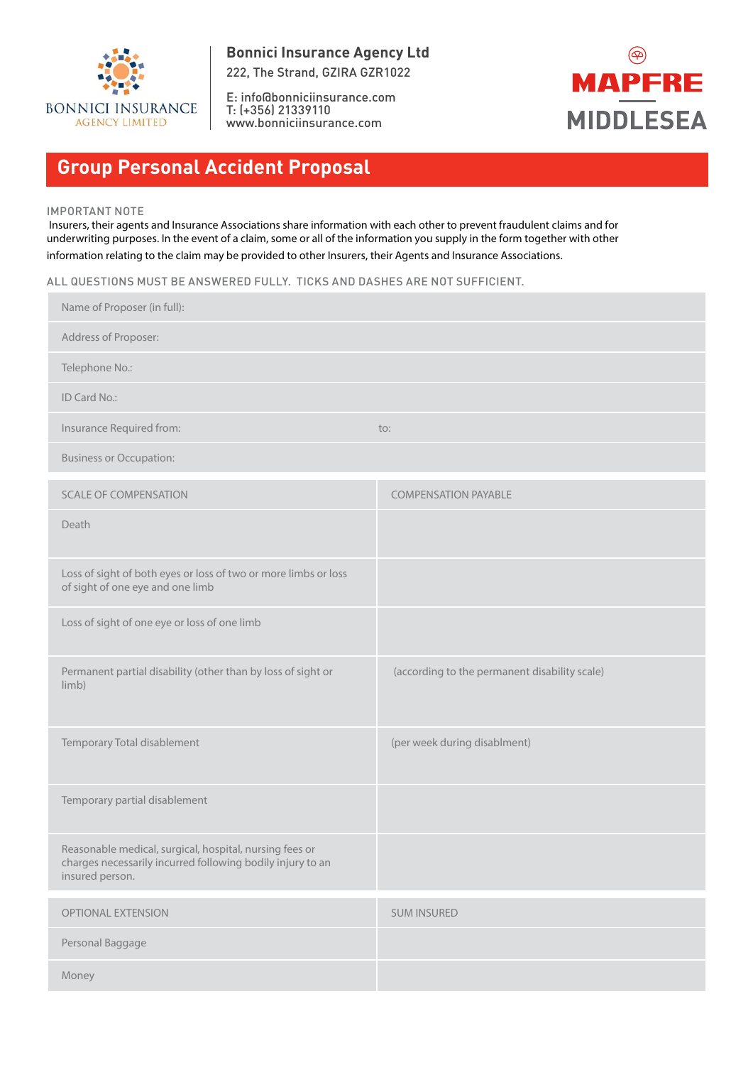Bonnici Insurance Agency Ltd
222, The Strand, GZIRA GZR1022

E: info@bonniciinsurance.com
T: (+356) 21339110
www.bonniciinsurance.com

# Group Personal Accident Proposal

IMPORTANT NOTE
Insurers, their agents and Insurance Associations share information with each other to prevent fraudulent claims and for underwriting purposes. In the event of a claim, some or all of the information you supply in the form together with other information relating to the claim may be provided to other Insurers, their Agents and Insurance Associations.

ALL QUESTIONS MUST BE ANSWERED FULLY. TICKS AND DASHES ARE NOT SUFFICIENT.

| | |
|---|---|
| Name of Proposer (in full): | |
| Address of Proposer: | |
| Telephone No.: | |
| ID Card No.: | |
| Insurance Required from: | to: |
| Business or Occupation: | |

| SCALE OF COMPENSATION | COMPENSATION PAYABLE |
|---|---|
| Death | |
| Loss of sight of both eyes or loss of two or more limbs or loss of sight of one eye and one limb | |
| Loss of sight of one eye or loss of one limb | |
| Permanent partial disability (other than by loss of sight or limb) | (according to the permanent disability scale) |
| Temporary Total disablement | (per week during disablment) |
| Temporary partial disablement | |
| Reasonable medical, surgical, hospital, nursing fees or charges necessarily incurred following bodily injury to an insured person. | |

| OPTIONAL EXTENSION | SUM INSURED |
|---|---|
| Personal Baggage | |
| Money | |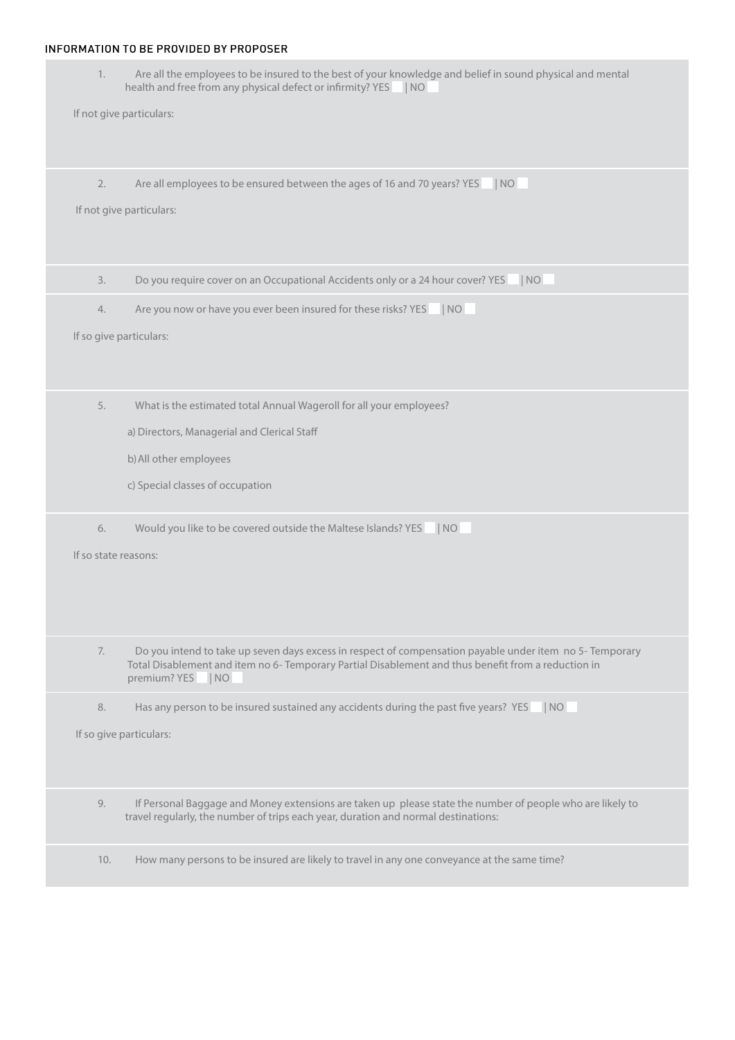## INFORMATION TO BE PROVIDED BY PROPOSER

1. Are all the employees to be insured to the best of your knowledge and belief in sound physical and mental health and free from any physical defect or infirmity? YES | NO

If not give particulars:

2. Are all employees to be ensured between the ages of 16 and 70 years? YES | NO

If not give particulars:

3. Do you require cover on an Occupational Accidents only or a 24 hour cover? YES | NO

4. Are you now or have you ever been insured for these risks? YES | NO

If so give particulars:

5. What is the estimated total Annual Wageroll for all your employees?

   a) Directors, Managerial and Clerical Staff

   b) All other employees

   c) Special classes of occupation

6. Would you like to be covered outside the Maltese Islands? YES | NO

If so state reasons:

7. Do you intend to take up seven days excess in respect of compensation payable under item no 5- Temporary Total Disablement and item no 6- Temporary Partial Disablement and thus benefit from a reduction in premium? YES | NO

8. Has any person to be insured sustained any accidents during the past five years? YES | NO

If so give particulars:

9. If Personal Baggage and Money extensions are taken up please state the number of people who are likely to travel regularly, the number of trips each year, duration and normal destinations:

10. How many persons to be insured are likely to travel in any one conveyance at the same time?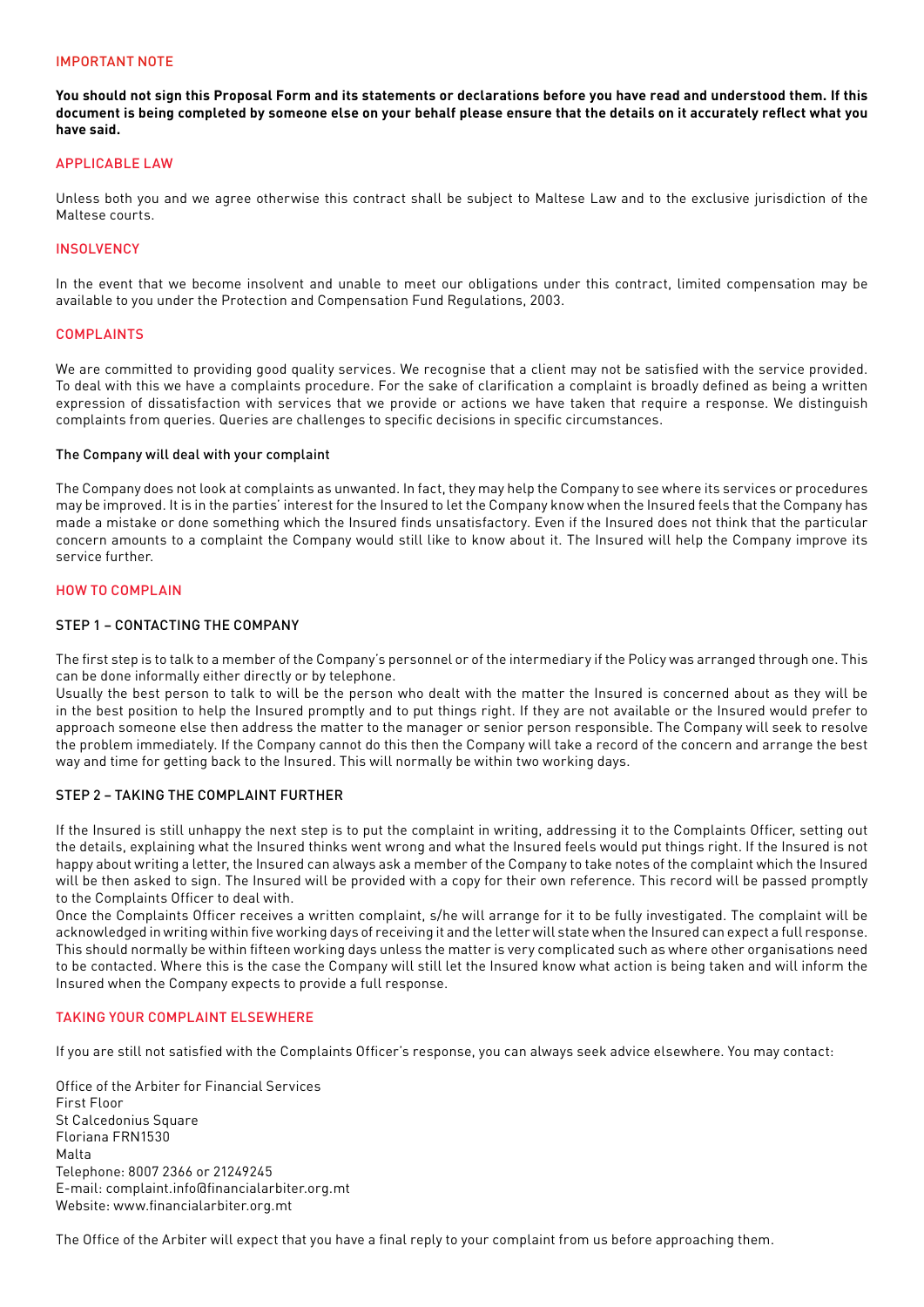## IMPORTANT NOTE

**You should not sign this Proposal Form and its statements or declarations before you have read and understood them. If this document is being completed by someone else on your behalf please ensure that the details on it accurately reflect what you have said.**

## APPLICABLE LAW

Unless both you and we agree otherwise this contract shall be subject to Maltese Law and to the exclusive jurisdiction of the Maltese courts.

## INSOLVENCY

In the event that we become insolvent and unable to meet our obligations under this contract, limited compensation may be available to you under the Protection and Compensation Fund Regulations, 2003.

## COMPLAINTS

We are committed to providing good quality services. We recognise that a client may not be satisfied with the service provided. To deal with this we have a complaints procedure. For the sake of clarification a complaint is broadly defined as being a written expression of dissatisfaction with services that we provide or actions we have taken that require a response. We distinguish complaints from queries. Queries are challenges to specific decisions in specific circumstances.

### The Company will deal with your complaint

The Company does not look at complaints as unwanted. In fact, they may help the Company to see where its services or procedures may be improved. It is in the parties' interest for the Insured to let the Company know when the Insured feels that the Company has made a mistake or done something which the Insured finds unsatisfactory. Even if the Insured does not think that the particular concern amounts to a complaint the Company would still like to know about it. The Insured will help the Company improve its service further.

## HOW TO COMPLAIN

### STEP 1 – CONTACTING THE COMPANY

The first step is to talk to a member of the Company's personnel or of the intermediary if the Policy was arranged through one. This can be done informally either directly or by telephone.

Usually the best person to talk to will be the person who dealt with the matter the Insured is concerned about as they will be in the best position to help the Insured promptly and to put things right. If they are not available or the Insured would prefer to approach someone else then address the matter to the manager or senior person responsible. The Company will seek to resolve the problem immediately. If the Company cannot do this then the Company will take a record of the concern and arrange the best way and time for getting back to the Insured. This will normally be within two working days.

### STEP 2 – TAKING THE COMPLAINT FURTHER

If the Insured is still unhappy the next step is to put the complaint in writing, addressing it to the Complaints Officer, setting out the details, explaining what the Insured thinks went wrong and what the Insured feels would put things right. If the Insured is not happy about writing a letter, the Insured can always ask a member of the Company to take notes of the complaint which the Insured will be then asked to sign. The Insured will be provided with a copy for their own reference. This record will be passed promptly to the Complaints Officer to deal with.

Once the Complaints Officer receives a written complaint, s/he will arrange for it to be fully investigated. The complaint will be acknowledged in writing within five working days of receiving it and the letter will state when the Insured can expect a full response. This should normally be within fifteen working days unless the matter is very complicated such as where other organisations need to be contacted. Where this is the case the Company will still let the Insured know what action is being taken and will inform the Insured when the Company expects to provide a full response.

## TAKING YOUR COMPLAINT ELSEWHERE

If you are still not satisfied with the Complaints Officer's response, you can always seek advice elsewhere. You may contact:

Office of the Arbiter for Financial Services
First Floor
St Calcedonius Square
Floriana FRN1530
Malta
Telephone: 8007 2366 or 21249245
E-mail: complaint.info@financialarbiter.org.mt
Website: www.financialarbiter.org.mt

The Office of the Arbiter will expect that you have a final reply to your complaint from us before approaching them.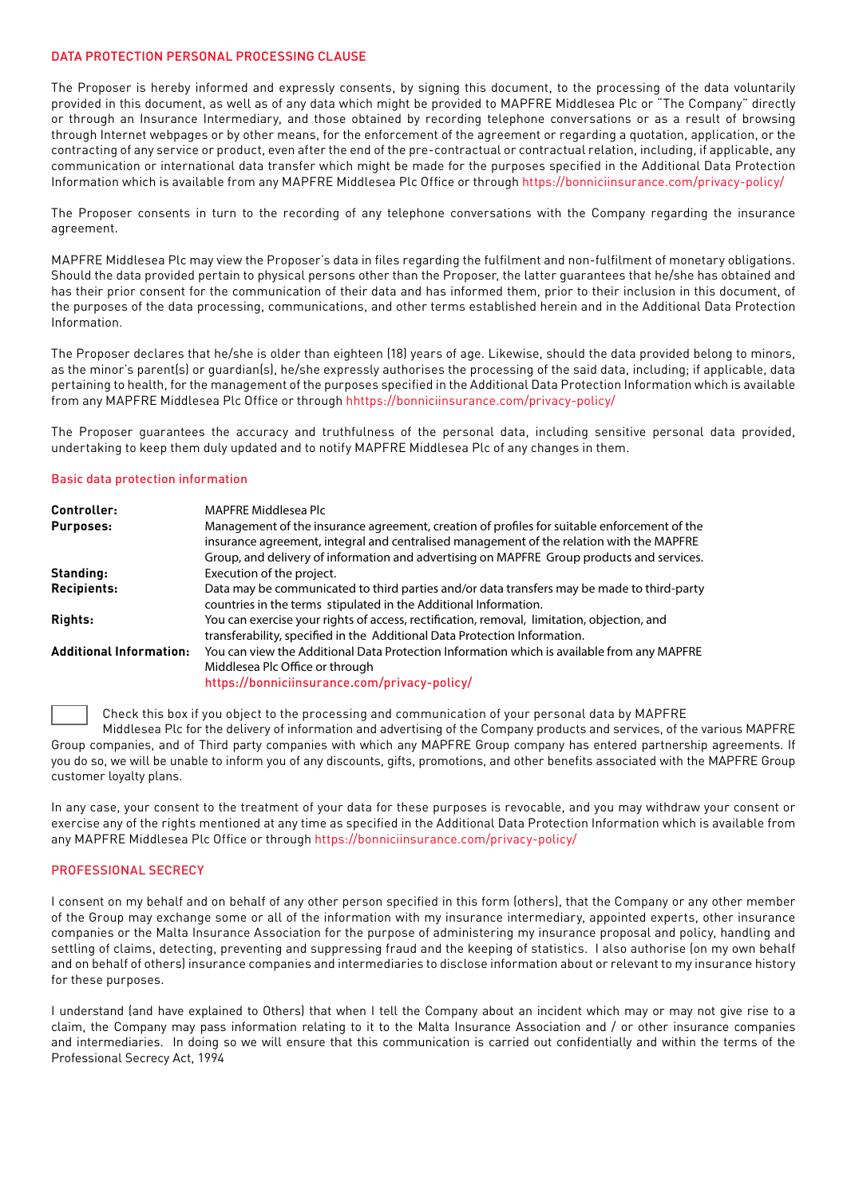## DATA PROTECTION PERSONAL PROCESSING CLAUSE

The Proposer is hereby informed and expressly consents, by signing this document, to the processing of the data voluntarily provided in this document, as well as of any data which might be provided to MAPFRE Middlesea Plc or "The Company" directly or through an Insurance Intermediary, and those obtained by recording telephone conversations or as a result of browsing through Internet webpages or by other means, for the enforcement of the agreement or regarding a quotation, application, or the contracting of any service or product, even after the end of the pre-contractual or contractual relation, including, if applicable, any communication or international data transfer which might be made for the purposes specified in the Additional Data Protection Information which is available from any MAPFRE Middlesea Plc Office or through https://bonniciinsurance.com/privacy-policy/

The Proposer consents in turn to the recording of any telephone conversations with the Company regarding the insurance agreement.

MAPFRE Middlesea Plc may view the Proposer's data in files regarding the fulfilment and non-fulfilment of monetary obligations. Should the data provided pertain to physical persons other than the Proposer, the latter guarantees that he/she has obtained and has their prior consent for the communication of their data and has informed them, prior to their inclusion in this document, of the purposes of the data processing, communications, and other terms established herein and in the Additional Data Protection Information.

The Proposer declares that he/she is older than eighteen (18) years of age. Likewise, should the data provided belong to minors, as the minor's parent(s) or guardian(s), he/she expressly authorises the processing of the said data, including; if applicable, data pertaining to health, for the management of the purposes specified in the Additional Data Protection Information which is available from any MAPFRE Middlesea Plc Office or through hhttps://bonniciinsurance.com/privacy-policy/

The Proposer guarantees the accuracy and truthfulness of the personal data, including sensitive personal data provided, undertaking to keep them duly updated and to notify MAPFRE Middlesea Plc of any changes in them.

### Basic data protection information

| | |
|---|---|
| **Controller:** | MAPFRE Middlesea Plc |
| **Purposes:** | Management of the insurance agreement, creation of profiles for suitable enforcement of the insurance agreement, integral and centralised management of the relation with the MAPFRE Group, and delivery of information and advertising on MAPFRE Group products and services. |
| **Standing:** | Execution of the project. |
| **Recipients:** | Data may be communicated to third parties and/or data transfers may be made to third-party countries in the terms stipulated in the Additional Information. |
| **Rights:** | You can exercise your rights of access, rectification, removal, limitation, objection, and transferability, specified in the Additional Data Protection Information. |
| **Additional Information:** | You can view the Additional Data Protection Information which is available from any MAPFRE Middlesea Plc Office or through https://bonniciinsurance.com/privacy-policy/ |

☐ Check this box if you object to the processing and communication of your personal data by MAPFRE Middlesea Plc for the delivery of information and advertising of the Company products and services, of the various MAPFRE Group companies, and of Third party companies with which any MAPFRE Group company has entered partnership agreements. If you do so, we will be unable to inform you of any discounts, gifts, promotions, and other benefits associated with the MAPFRE Group customer loyalty plans.

In any case, your consent to the treatment of your data for these purposes is revocable, and you may withdraw your consent or exercise any of the rights mentioned at any time as specified in the Additional Data Protection Information which is available from any MAPFRE Middlesea Plc Office or through https://bonniciinsurance.com/privacy-policy/

## PROFESSIONAL SECRECY

I consent on my behalf and on behalf of any other person specified in this form (others), that the Company or any other member of the Group may exchange some or all of the information with my insurance intermediary, appointed experts, other insurance companies or the Malta Insurance Association for the purpose of administering my insurance proposal and policy, handling and settling of claims, detecting, preventing and suppressing fraud and the keeping of statistics. I also authorise (on my own behalf and on behalf of others) insurance companies and intermediaries to disclose information about or relevant to my insurance history for these purposes.

I understand (and have explained to Others) that when I tell the Company about an incident which may or may not give rise to a claim, the Company may pass information relating to it to the Malta Insurance Association and / or other insurance companies and intermediaries. In doing so we will ensure that this communication is carried out confidentially and within the terms of the Professional Secrecy Act, 1994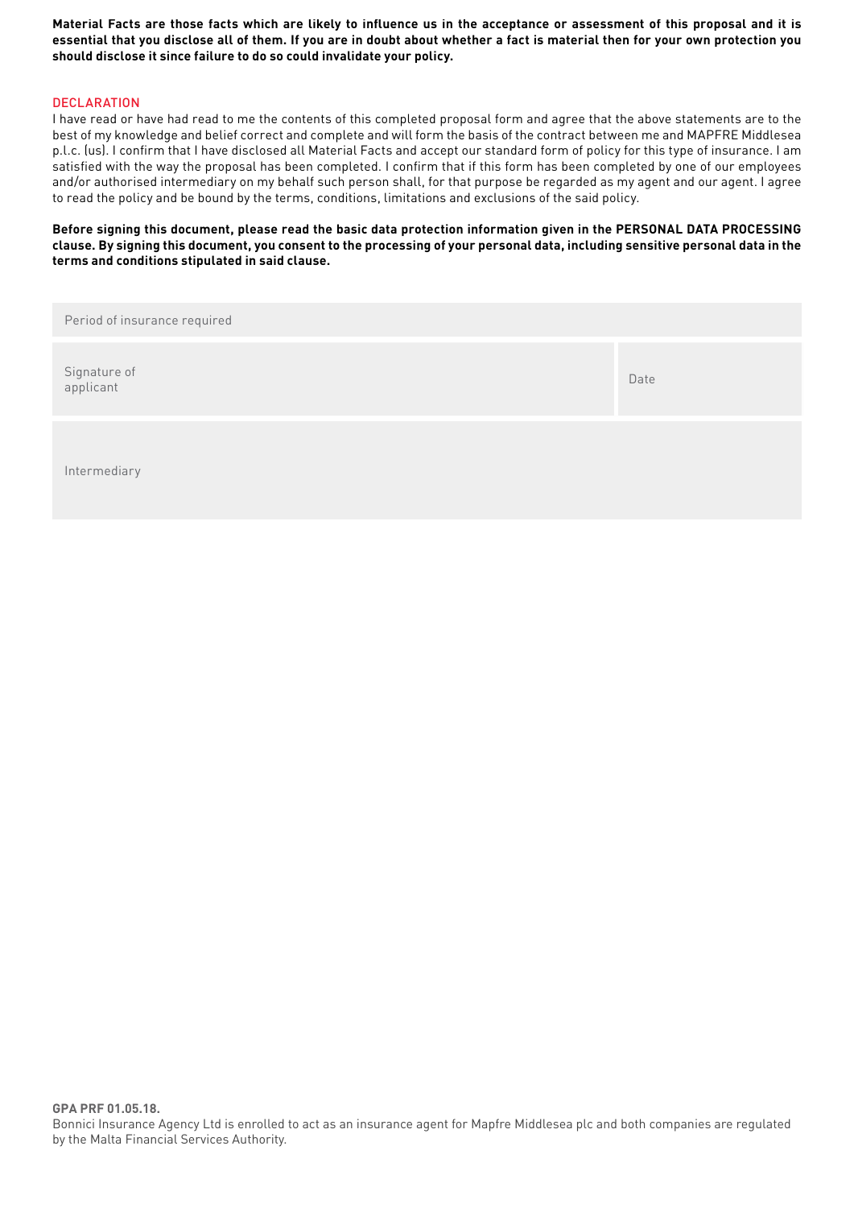**Material Facts are those facts which are likely to influence us in the acceptance or assessment of this proposal and it is essential that you disclose all of them. If you are in doubt about whether a fact is material then for your own protection you should disclose it since failure to do so could invalidate your policy.**

## DECLARATION

I have read or have had read to me the contents of this completed proposal form and agree that the above statements are to the best of my knowledge and belief correct and complete and will form the basis of the contract between me and MAPFRE Middlesea p.l.c. (us). I confirm that I have disclosed all Material Facts and accept our standard form of policy for this type of insurance. I am satisfied with the way the proposal has been completed. I confirm that if this form has been completed by one of our employees and/or authorised intermediary on my behalf such person shall, for that purpose be regarded as my agent and our agent. I agree to read the policy and be bound by the terms, conditions, limitations and exclusions of the said policy.

**Before signing this document, please read the basic data protection information given in the PERSONAL DATA PROCESSING clause. By signing this document, you consent to the processing of your personal data, including sensitive personal data in the terms and conditions stipulated in said clause.**

| | |
|---|---|
| Period of insurance required | |
| Signature of applicant | Date |
| Intermediary | |

**GPA PRF 01.05.18.**

Bonnici Insurance Agency Ltd is enrolled to act as an insurance agent for Mapfre Middlesea plc and both companies are regulated by the Malta Financial Services Authority.